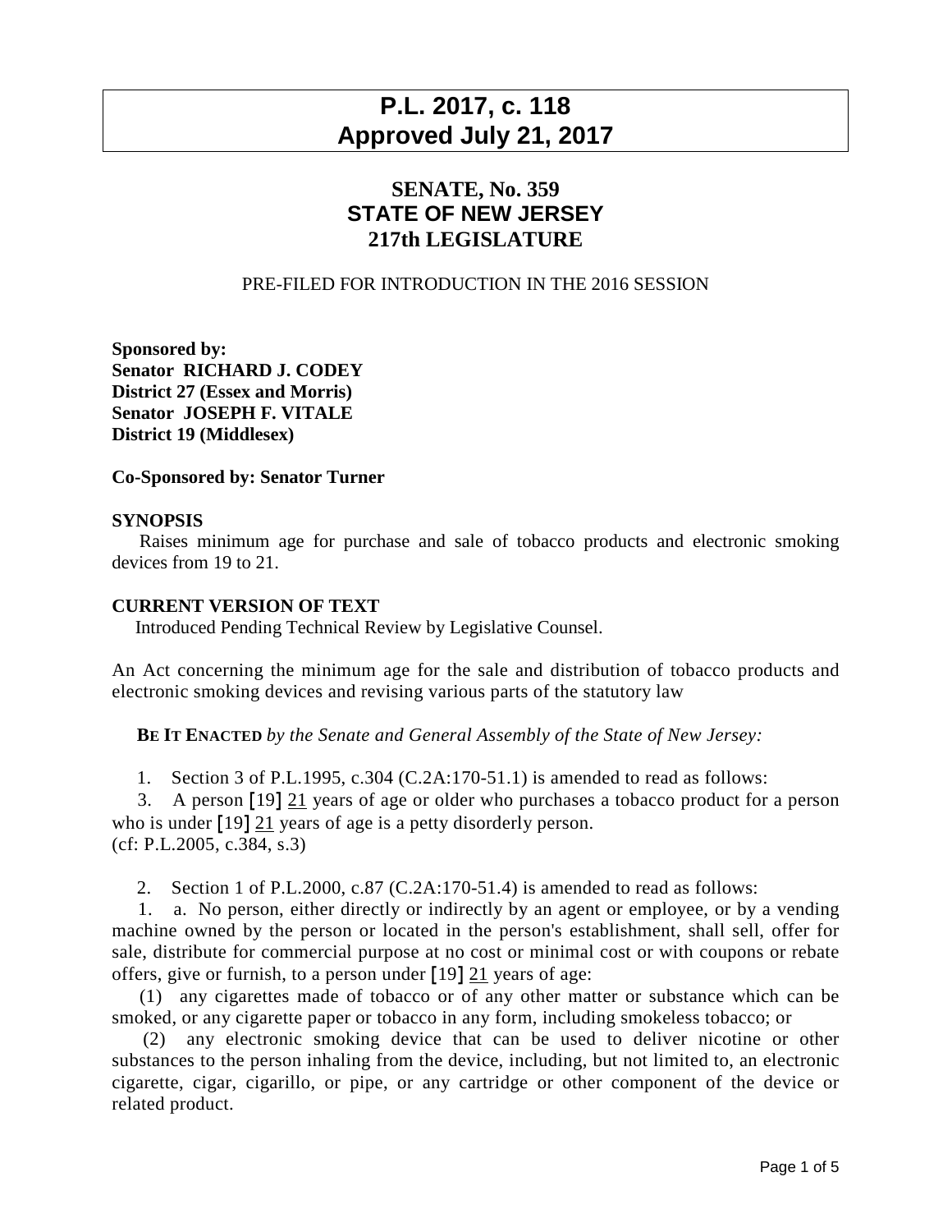# P.L. 2017, c. 118
# Approved July 21, 2017

## SENATE, No. 359
## STATE OF NEW JERSEY
## 217th LEGISLATURE

PRE-FILED FOR INTRODUCTION IN THE 2016 SESSION

**Sponsored by:**
**Senator RICHARD J. CODEY**
**District 27 (Essex and Morris)**
**Senator JOSEPH F. VITALE**
**District 19 (Middlesex)**

**Co-Sponsored by: Senator Turner**

**SYNOPSIS**

Raises minimum age for purchase and sale of tobacco products and electronic smoking devices from 19 to 21.

**CURRENT VERSION OF TEXT**

Introduced Pending Technical Review by Legislative Counsel.

An Act concerning the minimum age for the sale and distribution of tobacco products and electronic smoking devices and revising various parts of the statutory law

**BE IT ENACTED** *by the Senate and General Assembly of the State of New Jersey:*

1. Section 3 of P.L.1995, c.304 (C.2A:170-51.1) is amended to read as follows:

3. A person [19] 21 years of age or older who purchases a tobacco product for a person who is under [19] 21 years of age is a petty disorderly person.
(cf: P.L.2005, c.384, s.3)

2. Section 1 of P.L.2000, c.87 (C.2A:170-51.4) is amended to read as follows:

1. a. No person, either directly or indirectly by an agent or employee, or by a vending machine owned by the person or located in the person's establishment, shall sell, offer for sale, distribute for commercial purpose at no cost or minimal cost or with coupons or rebate offers, give or furnish, to a person under [19] 21 years of age:

(1) any cigarettes made of tobacco or of any other matter or substance which can be smoked, or any cigarette paper or tobacco in any form, including smokeless tobacco; or

(2) any electronic smoking device that can be used to deliver nicotine or other substances to the person inhaling from the device, including, but not limited to, an electronic cigarette, cigar, cigarillo, or pipe, or any cartridge or other component of the device or related product.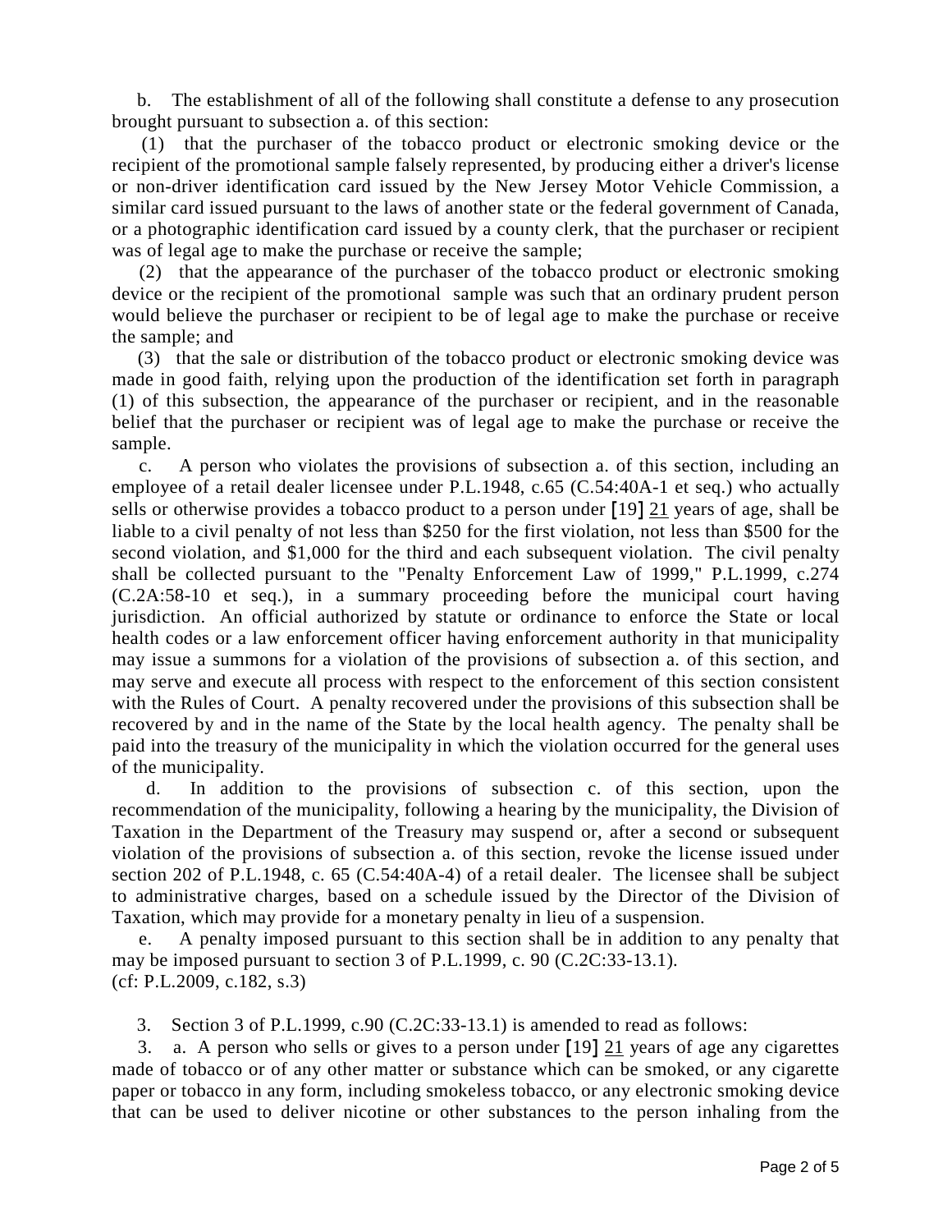b. The establishment of all of the following shall constitute a defense to any prosecution brought pursuant to subsection a. of this section:

(1) that the purchaser of the tobacco product or electronic smoking device or the recipient of the promotional sample falsely represented, by producing either a driver's license or non-driver identification card issued by the New Jersey Motor Vehicle Commission, a similar card issued pursuant to the laws of another state or the federal government of Canada, or a photographic identification card issued by a county clerk, that the purchaser or recipient was of legal age to make the purchase or receive the sample;

(2) that the appearance of the purchaser of the tobacco product or electronic smoking device or the recipient of the promotional sample was such that an ordinary prudent person would believe the purchaser or recipient to be of legal age to make the purchase or receive the sample; and

(3) that the sale or distribution of the tobacco product or electronic smoking device was made in good faith, relying upon the production of the identification set forth in paragraph (1) of this subsection, the appearance of the purchaser or recipient, and in the reasonable belief that the purchaser or recipient was of legal age to make the purchase or receive the sample.

c. A person who violates the provisions of subsection a. of this section, including an employee of a retail dealer licensee under P.L.1948, c.65 (C.54:40A-1 et seq.) who actually sells or otherwise provides a tobacco product to a person under [19] <u>21</u> years of age, shall be liable to a civil penalty of not less than $250 for the first violation, not less than $500 for the second violation, and $1,000 for the third and each subsequent violation. The civil penalty shall be collected pursuant to the "Penalty Enforcement Law of 1999," P.L.1999, c.274 (C.2A:58-10 et seq.), in a summary proceeding before the municipal court having jurisdiction. An official authorized by statute or ordinance to enforce the State or local health codes or a law enforcement officer having enforcement authority in that municipality may issue a summons for a violation of the provisions of subsection a. of this section, and may serve and execute all process with respect to the enforcement of this section consistent with the Rules of Court. A penalty recovered under the provisions of this subsection shall be recovered by and in the name of the State by the local health agency. The penalty shall be paid into the treasury of the municipality in which the violation occurred for the general uses of the municipality.

d. In addition to the provisions of subsection c. of this section, upon the recommendation of the municipality, following a hearing by the municipality, the Division of Taxation in the Department of the Treasury may suspend or, after a second or subsequent violation of the provisions of subsection a. of this section, revoke the license issued under section 202 of P.L.1948, c. 65 (C.54:40A-4) of a retail dealer. The licensee shall be subject to administrative charges, based on a schedule issued by the Director of the Division of Taxation, which may provide for a monetary penalty in lieu of a suspension.

e. A penalty imposed pursuant to this section shall be in addition to any penalty that may be imposed pursuant to section 3 of P.L.1999, c. 90 (C.2C:33-13.1).
(cf: P.L.2009, c.182, s.3)

3. Section 3 of P.L.1999, c.90 (C.2C:33-13.1) is amended to read as follows:

3. a. A person who sells or gives to a person under [19] <u>21</u> years of age any cigarettes made of tobacco or of any other matter or substance which can be smoked, or any cigarette paper or tobacco in any form, including smokeless tobacco, or any electronic smoking device that can be used to deliver nicotine or other substances to the person inhaling from the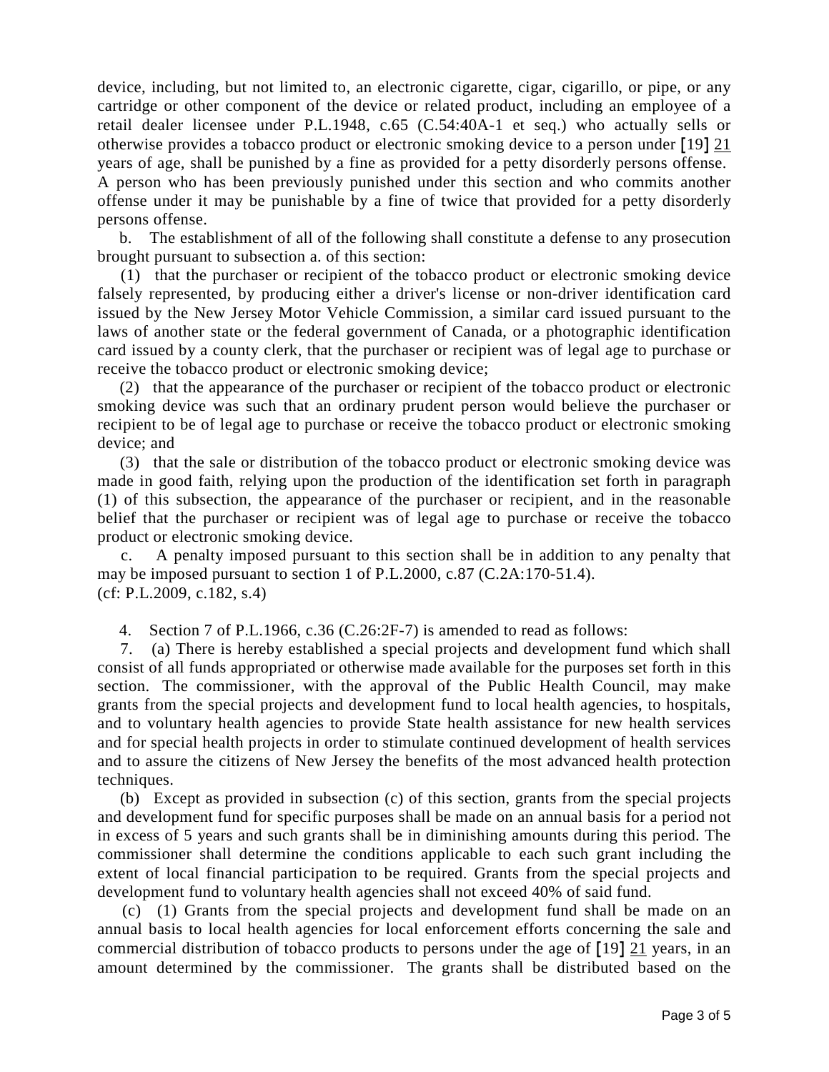device, including, but not limited to, an electronic cigarette, cigar, cigarillo, or pipe, or any cartridge or other component of the device or related product, including an employee of a retail dealer licensee under P.L.1948, c.65 (C.54:40A-1 et seq.) who actually sells or otherwise provides a tobacco product or electronic smoking device to a person under [19] 21 years of age, shall be punished by a fine as provided for a petty disorderly persons offense. A person who has been previously punished under this section and who commits another offense under it may be punishable by a fine of twice that provided for a petty disorderly persons offense.

b. The establishment of all of the following shall constitute a defense to any prosecution brought pursuant to subsection a. of this section:

(1) that the purchaser or recipient of the tobacco product or electronic smoking device falsely represented, by producing either a driver's license or non-driver identification card issued by the New Jersey Motor Vehicle Commission, a similar card issued pursuant to the laws of another state or the federal government of Canada, or a photographic identification card issued by a county clerk, that the purchaser or recipient was of legal age to purchase or receive the tobacco product or electronic smoking device;

(2) that the appearance of the purchaser or recipient of the tobacco product or electronic smoking device was such that an ordinary prudent person would believe the purchaser or recipient to be of legal age to purchase or receive the tobacco product or electronic smoking device; and

(3) that the sale or distribution of the tobacco product or electronic smoking device was made in good faith, relying upon the production of the identification set forth in paragraph (1) of this subsection, the appearance of the purchaser or recipient, and in the reasonable belief that the purchaser or recipient was of legal age to purchase or receive the tobacco product or electronic smoking device.

c. A penalty imposed pursuant to this section shall be in addition to any penalty that may be imposed pursuant to section 1 of P.L.2000, c.87 (C.2A:170-51.4).
(cf: P.L.2009, c.182, s.4)

4. Section 7 of P.L.1966, c.36 (C.26:2F-7) is amended to read as follows:

7. (a) There is hereby established a special projects and development fund which shall consist of all funds appropriated or otherwise made available for the purposes set forth in this section. The commissioner, with the approval of the Public Health Council, may make grants from the special projects and development fund to local health agencies, to hospitals, and to voluntary health agencies to provide State health assistance for new health services and for special health projects in order to stimulate continued development of health services and to assure the citizens of New Jersey the benefits of the most advanced health protection techniques.

(b) Except as provided in subsection (c) of this section, grants from the special projects and development fund for specific purposes shall be made on an annual basis for a period not in excess of 5 years and such grants shall be in diminishing amounts during this period. The commissioner shall determine the conditions applicable to each such grant including the extent of local financial participation to be required. Grants from the special projects and development fund to voluntary health agencies shall not exceed 40% of said fund.

(c) (1) Grants from the special projects and development fund shall be made on an annual basis to local health agencies for local enforcement efforts concerning the sale and commercial distribution of tobacco products to persons under the age of [19] 21 years, in an amount determined by the commissioner. The grants shall be distributed based on the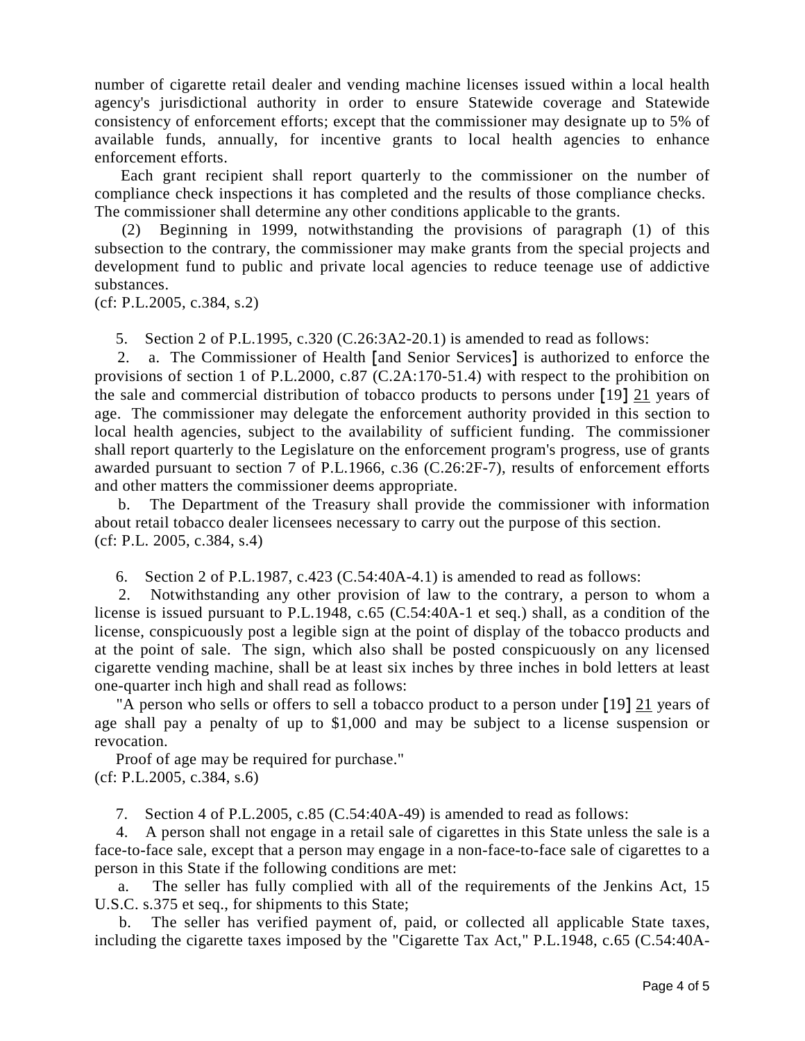number of cigarette retail dealer and vending machine licenses issued within a local health agency's jurisdictional authority in order to ensure Statewide coverage and Statewide consistency of enforcement efforts; except that the commissioner may designate up to 5% of available funds, annually, for incentive grants to local health agencies to enhance enforcement efforts.

Each grant recipient shall report quarterly to the commissioner on the number of compliance check inspections it has completed and the results of those compliance checks. The commissioner shall determine any other conditions applicable to the grants.

(2) Beginning in 1999, notwithstanding the provisions of paragraph (1) of this subsection to the contrary, the commissioner may make grants from the special projects and development fund to public and private local agencies to reduce teenage use of addictive substances.

(cf: P.L.2005, c.384, s.2)

5. Section 2 of P.L.1995, c.320 (C.26:3A2-20.1) is amended to read as follows:

2. a. The Commissioner of Health [and Senior Services] is authorized to enforce the provisions of section 1 of P.L.2000, c.87 (C.2A:170-51.4) with respect to the prohibition on the sale and commercial distribution of tobacco products to persons under [19] <u>21</u> years of age. The commissioner may delegate the enforcement authority provided in this section to local health agencies, subject to the availability of sufficient funding. The commissioner shall report quarterly to the Legislature on the enforcement program's progress, use of grants awarded pursuant to section 7 of P.L.1966, c.36 (C.26:2F-7), results of enforcement efforts and other matters the commissioner deems appropriate.

b. The Department of the Treasury shall provide the commissioner with information about retail tobacco dealer licensees necessary to carry out the purpose of this section.

(cf: P.L. 2005, c.384, s.4)

6. Section 2 of P.L.1987, c.423 (C.54:40A-4.1) is amended to read as follows:

2. Notwithstanding any other provision of law to the contrary, a person to whom a license is issued pursuant to P.L.1948, c.65 (C.54:40A-1 et seq.) shall, as a condition of the license, conspicuously post a legible sign at the point of display of the tobacco products and at the point of sale. The sign, which also shall be posted conspicuously on any licensed cigarette vending machine, shall be at least six inches by three inches in bold letters at least one-quarter inch high and shall read as follows:

"A person who sells or offers to sell a tobacco product to a person under [19] <u>21</u> years of age shall pay a penalty of up to $1,000 and may be subject to a license suspension or revocation.

Proof of age may be required for purchase."

(cf: P.L.2005, c.384, s.6)

7. Section 4 of P.L.2005, c.85 (C.54:40A-49) is amended to read as follows:

4. A person shall not engage in a retail sale of cigarettes in this State unless the sale is a face-to-face sale, except that a person may engage in a non-face-to-face sale of cigarettes to a person in this State if the following conditions are met:

a. The seller has fully complied with all of the requirements of the Jenkins Act, 15 U.S.C. s.375 et seq., for shipments to this State;

b. The seller has verified payment of, paid, or collected all applicable State taxes, including the cigarette taxes imposed by the "Cigarette Tax Act," P.L.1948, c.65 (C.54:40A-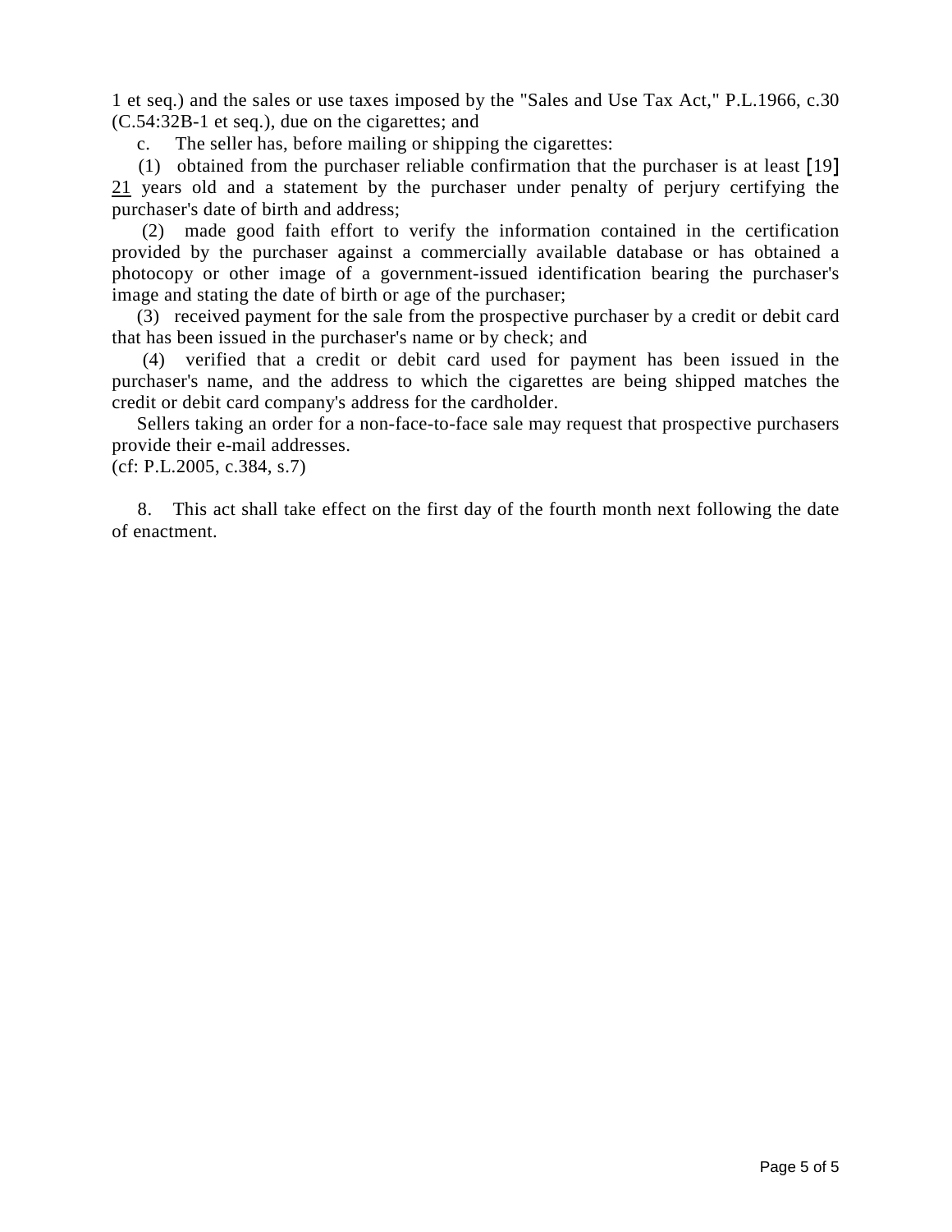1 et seq.) and the sales or use taxes imposed by the "Sales and Use Tax Act," P.L.1966, c.30 (C.54:32B-1 et seq.), due on the cigarettes; and

c. The seller has, before mailing or shipping the cigarettes:

(1) obtained from the purchaser reliable confirmation that the purchaser is at least [19] 21 years old and a statement by the purchaser under penalty of perjury certifying the purchaser's date of birth and address;

(2) made good faith effort to verify the information contained in the certification provided by the purchaser against a commercially available database or has obtained a photocopy or other image of a government-issued identification bearing the purchaser's image and stating the date of birth or age of the purchaser;

(3) received payment for the sale from the prospective purchaser by a credit or debit card that has been issued in the purchaser's name or by check; and

(4) verified that a credit or debit card used for payment has been issued in the purchaser's name, and the address to which the cigarettes are being shipped matches the credit or debit card company's address for the cardholder.

Sellers taking an order for a non-face-to-face sale may request that prospective purchasers provide their e-mail addresses.

(cf: P.L.2005, c.384, s.7)

8. This act shall take effect on the first day of the fourth month next following the date of enactment.